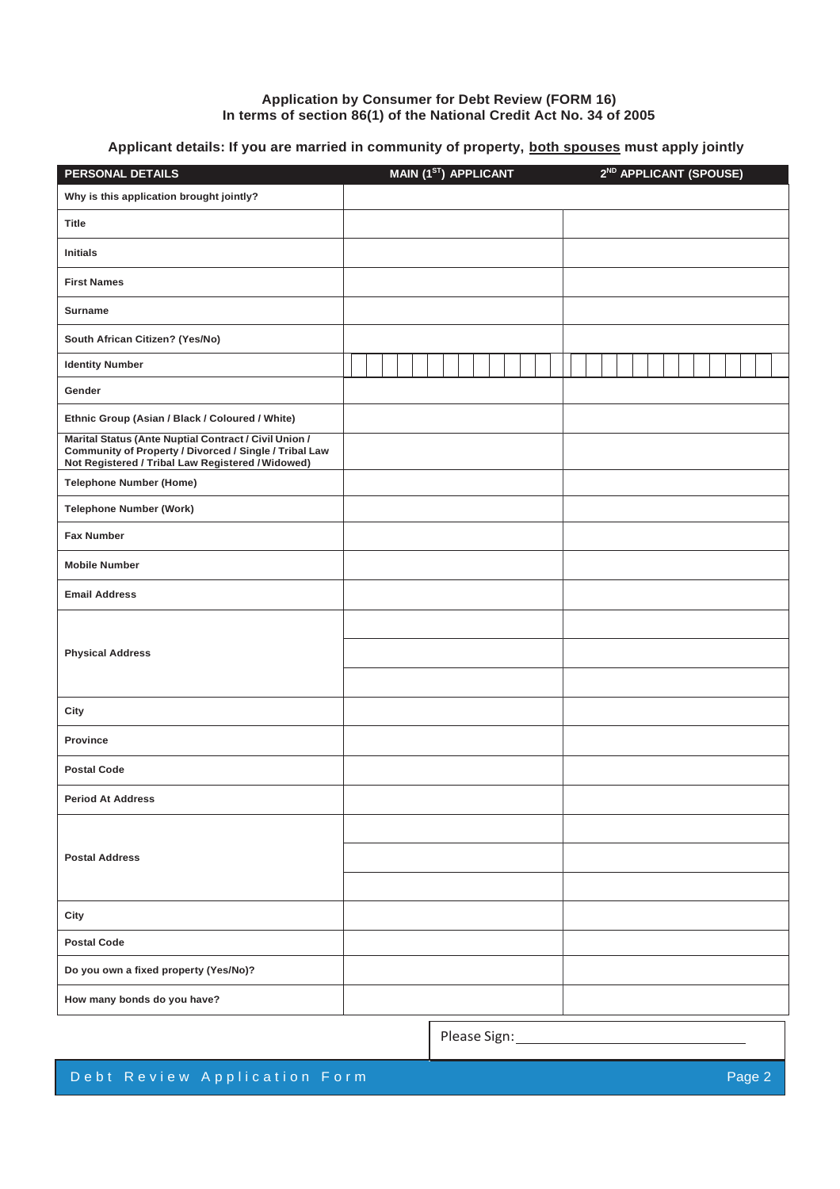**Application by Consumer for Debt Review (FORM 16)**
**In terms of section 86(1) of the National Credit Act No. 34 of 2005**

**Applicant details: If you are married in community of property, both spouses must apply jointly**

| PERSONAL DETAILS | MAIN (1ST) APPLICANT | 2ND APPLICANT (SPOUSE) |
|---|---|---|
| Why is this application brought jointly? | | |
| Title | | |
| Initials | | |
| First Names | | |
| Surname | | |
| South African Citizen? (Yes/No) | | |
| Identity Number | | |
| Gender | | |
| Ethnic Group (Asian / Black / Coloured / White) | | |
| Marital Status (Ante Nuptial Contract / Civil Union / Community of Property / Divorced / Single / Tribal Law Not Registered / Tribal Law Registered / Widowed) | | |
| Telephone Number (Home) | | |
| Telephone Number (Work) | | |
| Fax Number | | |
| Mobile Number | | |
| Email Address | | |
| Physical Address | | |
| | | |
| | | |
| City | | |
| Province | | |
| Postal Code | | |
| Period At Address | | |
| Postal Address | | |
| | | |
| | | |
| City | | |
| Postal Code | | |
| Do you own a fixed property (Yes/No)? | | |
| How many bonds do you have? | | |

Please Sign: ______________________________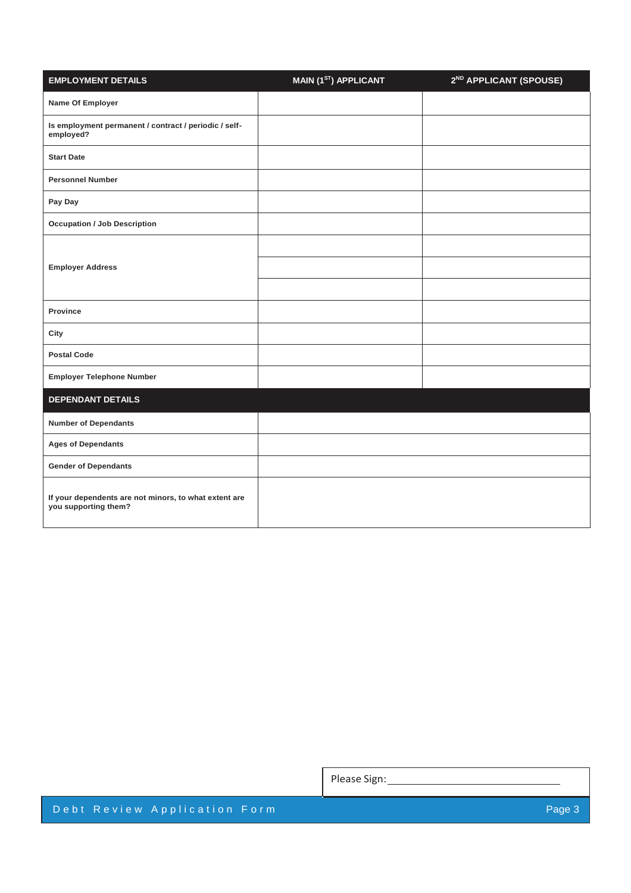| EMPLOYMENT DETAILS | MAIN (1ST) APPLICANT | 2ND APPLICANT (SPOUSE) |
|---|---|---|
| Name Of Employer | | |
| Is employment permanent / contract / periodic / self-employed? | | |
| Start Date | | |
| Personnel Number | | |
| Pay Day | | |
| Occupation / Job Description | | |
| Employer Address | | |
| | | |
| | | |
| Province | | |
| City | | |
| Postal Code | | |
| Employer Telephone Number | | |

| DEPENDANT DETAILS | |
|---|---|
| Number of Dependants | |
| Ages of Dependants | |
| Gender of Dependants | |
| If your dependents are not minors, to what extent are you supporting them? | |

Please Sign: ______________________________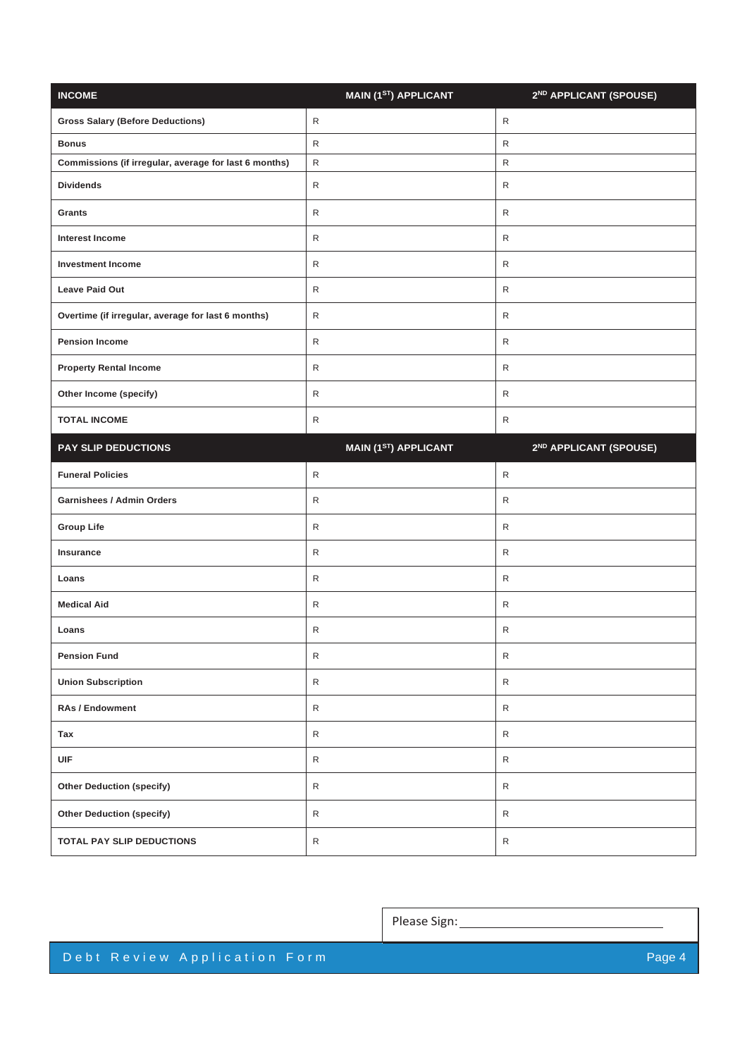| INCOME | MAIN (1ST) APPLICANT | 2ND APPLICANT (SPOUSE) |
| --- | --- | --- |
| **Gross Salary (Before Deductions)** | R | R |
| **Bonus** | R | R |
| **Commissions (if irregular, average for last 6 months)** | R | R |
| **Dividends** | R | R |
| **Grants** | R | R |
| **Interest Income** | R | R |
| **Investment Income** | R | R |
| **Leave Paid Out** | R | R |
| **Overtime (if irregular, average for last 6 months)** | R | R |
| **Pension Income** | R | R |
| **Property Rental Income** | R | R |
| **Other Income (specify)** | R | R |
| **TOTAL INCOME** | R | R |

| PAY SLIP DEDUCTIONS | MAIN (1ST) APPLICANT | 2ND APPLICANT (SPOUSE) |
| --- | --- | --- |
| **Funeral Policies** | R | R |
| **Garnishees / Admin Orders** | R | R |
| **Group Life** | R | R |
| **Insurance** | R | R |
| **Loans** | R | R |
| **Medical Aid** | R | R |
| **Loans** | R | R |
| **Pension Fund** | R | R |
| **Union Subscription** | R | R |
| **RAs / Endowment** | R | R |
| **Tax** | R | R |
| **UIF** | R | R |
| **Other Deduction (specify)** | R | R |
| **Other Deduction (specify)** | R | R |
| **TOTAL PAY SLIP DEDUCTIONS** | R | R |

Please Sign: ______________________________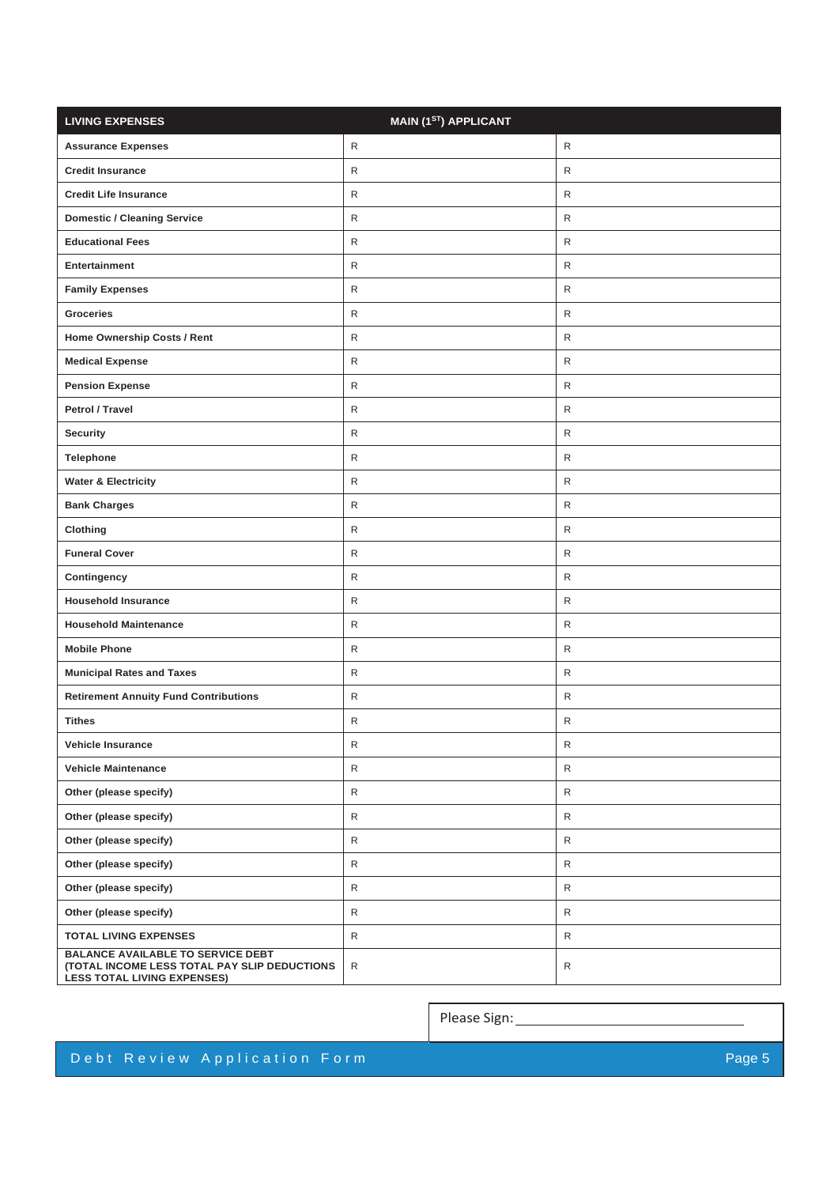| LIVING EXPENSES | MAIN (1ST) APPLICANT | |
|---|---|---|
| **Assurance Expenses** | R | R |
| **Credit Insurance** | R | R |
| **Credit Life Insurance** | R | R |
| **Domestic / Cleaning Service** | R | R |
| **Educational Fees** | R | R |
| **Entertainment** | R | R |
| **Family Expenses** | R | R |
| **Groceries** | R | R |
| **Home Ownership Costs / Rent** | R | R |
| **Medical Expense** | R | R |
| **Pension Expense** | R | R |
| **Petrol / Travel** | R | R |
| **Security** | R | R |
| **Telephone** | R | R |
| **Water & Electricity** | R | R |
| **Bank Charges** | R | R |
| **Clothing** | R | R |
| **Funeral Cover** | R | R |
| **Contingency** | R | R |
| **Household Insurance** | R | R |
| **Household Maintenance** | R | R |
| **Mobile Phone** | R | R |
| **Municipal Rates and Taxes** | R | R |
| **Retirement Annuity Fund Contributions** | R | R |
| **Tithes** | R | R |
| **Vehicle Insurance** | R | R |
| **Vehicle Maintenance** | R | R |
| **Other (please specify)** | R | R |
| **Other (please specify)** | R | R |
| **Other (please specify)** | R | R |
| **Other (please specify)** | R | R |
| **Other (please specify)** | R | R |
| **Other (please specify)** | R | R |
| **TOTAL LIVING EXPENSES** | R | R |
| **BALANCE AVAILABLE TO SERVICE DEBT (TOTAL INCOME LESS TOTAL PAY SLIP DEDUCTIONS LESS TOTAL LIVING EXPENSES)** | R | R |

Please Sign: ______________________________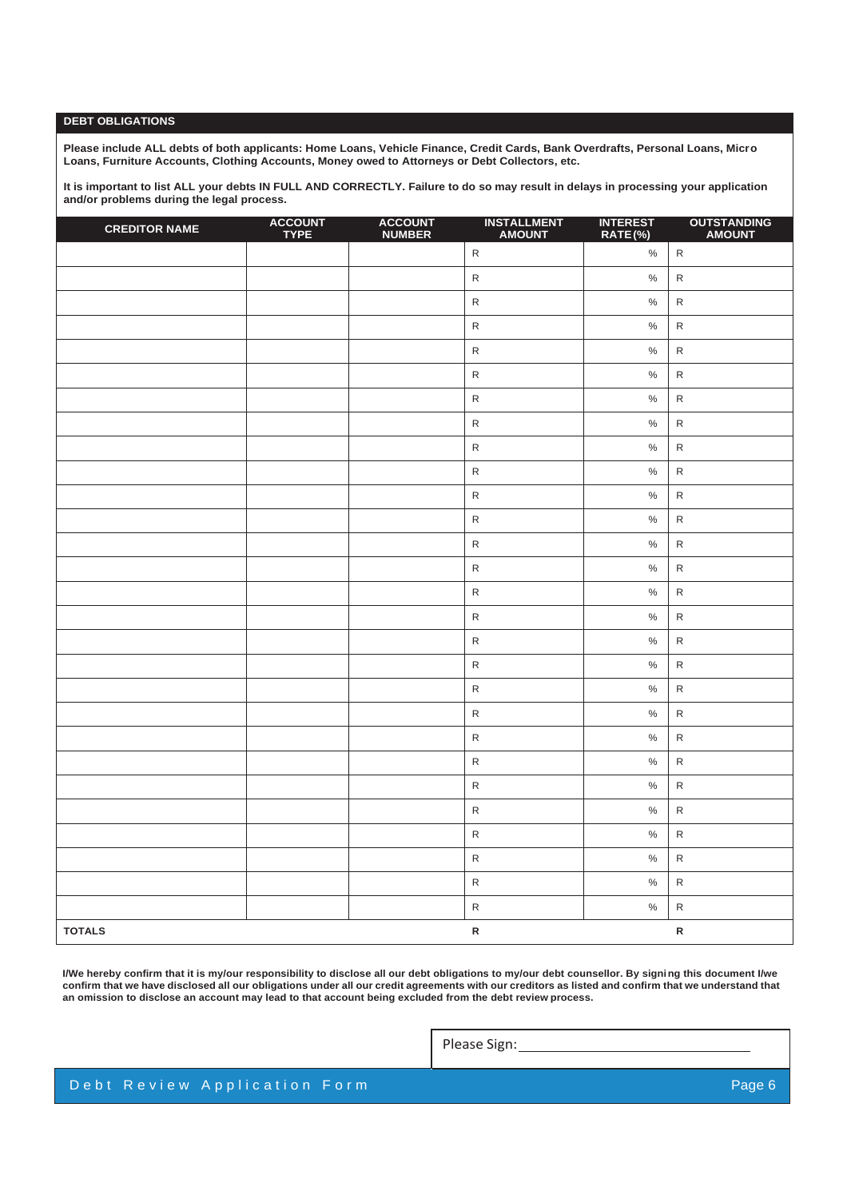## DEBT OBLIGATIONS

**Please include ALL debts of both applicants: Home Loans, Vehicle Finance, Credit Cards, Bank Overdrafts, Personal Loans, Micro Loans, Furniture Accounts, Clothing Accounts, Money owed to Attorneys or Debt Collectors, etc.**

**It is important to list ALL your debts IN FULL AND CORRECTLY. Failure to do so may result in delays in processing your application and/or problems during the legal process.**

| CREDITOR NAME | ACCOUNT TYPE | ACCOUNT NUMBER | INSTALLMENT AMOUNT | INTEREST RATE (%) | OUTSTANDING AMOUNT |
|---|---|---|---|---|---|
| | | | R | % | R |
| | | | R | % | R |
| | | | R | % | R |
| | | | R | % | R |
| | | | R | % | R |
| | | | R | % | R |
| | | | R | % | R |
| | | | R | % | R |
| | | | R | % | R |
| | | | R | % | R |
| | | | R | % | R |
| | | | R | % | R |
| | | | R | % | R |
| | | | R | % | R |
| | | | R | % | R |
| | | | R | % | R |
| | | | R | % | R |
| | | | R | % | R |
| | | | R | % | R |
| | | | R | % | R |
| | | | R | % | R |
| | | | R | % | R |
| | | | R | % | R |
| | | | R | % | R |
| | | | R | % | R |
| | | | R | % | R |
| | | | R | % | R |
| | | | R | % | R |
| **TOTALS** | | | **R** | | **R** |

**I/We hereby confirm that it is my/our responsibility to disclose all our debt obligations to my/our debt counsellor. By signing this document I/we confirm that we have disclosed all our obligations under all our credit agreements with our creditors as listed and confirm that we understand that an omission to disclose an account may lead to that account being excluded from the debt review process.**

Please Sign: ______________________________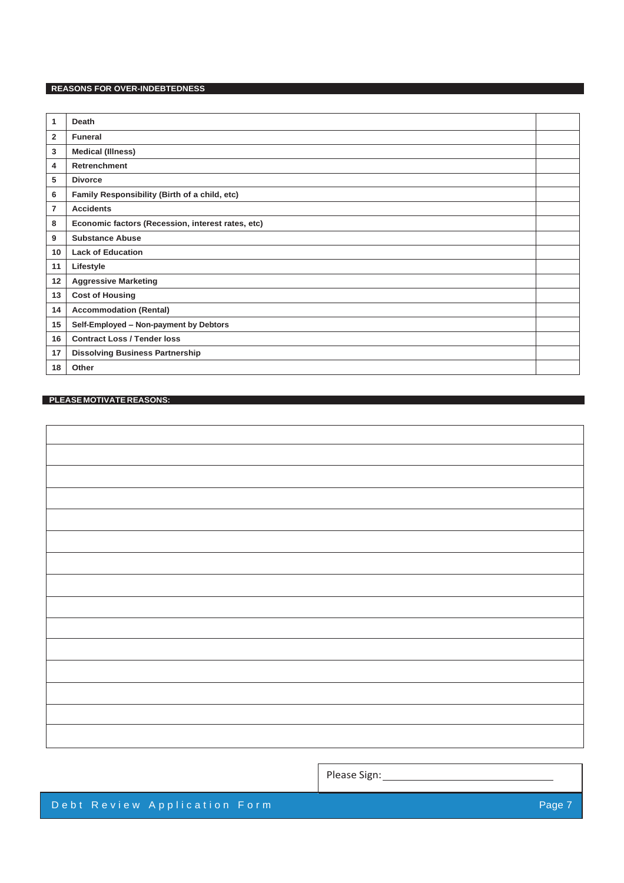## REASONS FOR OVER-INDEBTEDNESS

| | | |
|---|---|---|
| 1 | Death | |
| 2 | Funeral | |
| 3 | Medical (Illness) | |
| 4 | Retrenchment | |
| 5 | Divorce | |
| 6 | Family Responsibility (Birth of a child, etc) | |
| 7 | Accidents | |
| 8 | Economic factors (Recession, interest rates, etc) | |
| 9 | Substance Abuse | |
| 10 | Lack of Education | |
| 11 | Lifestyle | |
| 12 | Aggressive Marketing | |
| 13 | Cost of Housing | |
| 14 | Accommodation (Rental) | |
| 15 | Self-Employed – Non-payment by Debtors | |
| 16 | Contract Loss / Tender loss | |
| 17 | Dissolving Business Partnership | |
| 18 | Other | |

## PLEASE MOTIVATE REASONS:

| |
|---|
| |
| |
| |
| |
| |
| |
| |
| |
| |
| |
| |
| |
| |
| |

Please Sign: ______________________________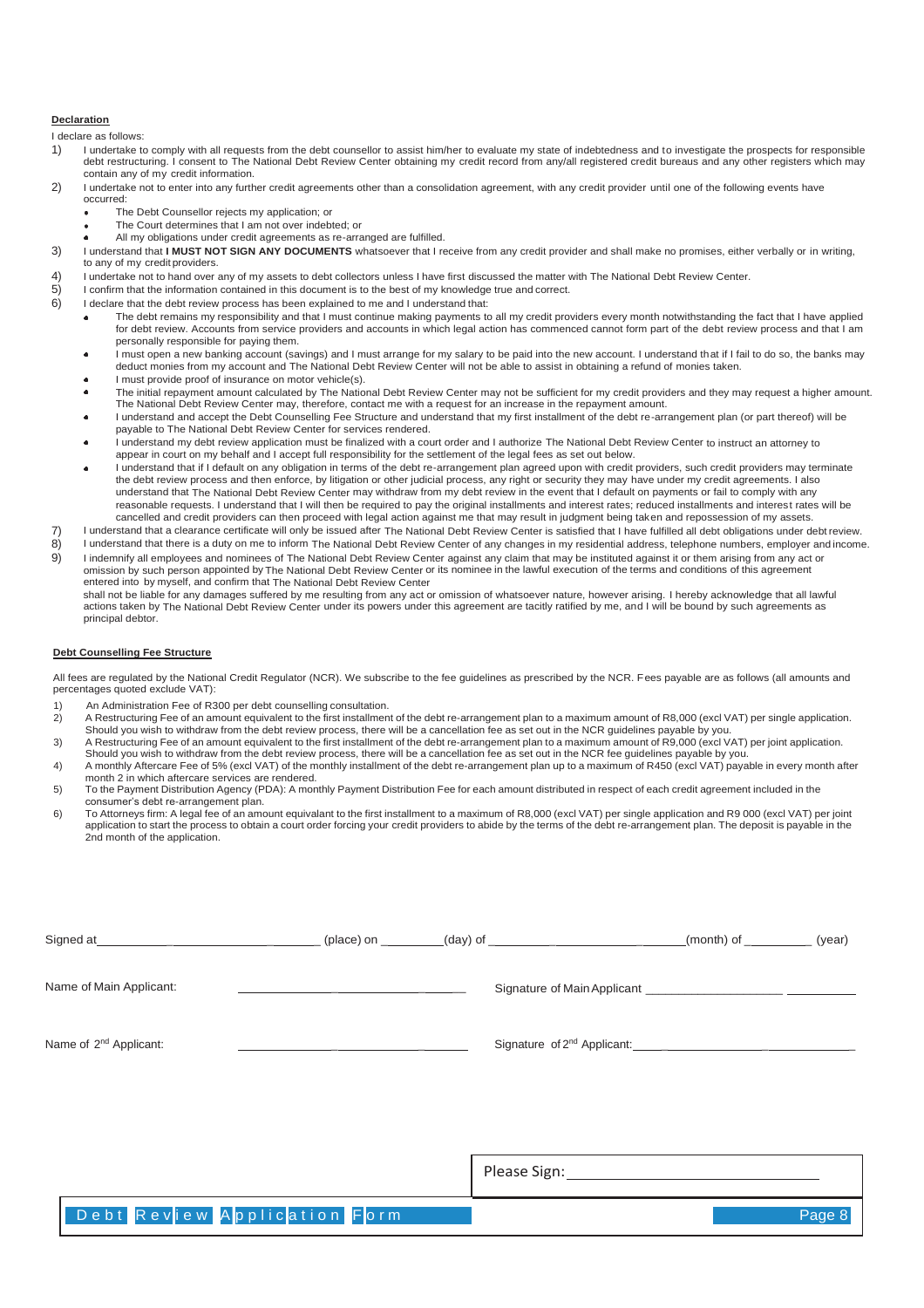**Declaration**

I declare as follows:

1) I undertake to comply with all requests from the debt counsellor to assist him/her to evaluate my state of indebtedness and to investigate the prospects for responsible debt restructuring. I consent to The National Debt Review Center obtaining my credit record from any/all registered credit bureaus and any other registers which may contain any of my credit information.
2) I undertake not to enter into any further credit agreements other than a consolidation agreement, with any credit provider until one of the following events have occurred:
   - The Debt Counsellor rejects my application; or
   - The Court determines that I am not over indebted; or
   - All my obligations under credit agreements as re-arranged are fulfilled.
3) I understand that **I MUST NOT SIGN ANY DOCUMENTS** whatsoever that I receive from any credit provider and shall make no promises, either verbally or in writing, to any of my credit providers.
4) I undertake not to hand over any of my assets to debt collectors unless I have first discussed the matter with The National Debt Review Center.
5) I confirm that the information contained in this document is to the best of my knowledge true and correct.
6) I declare that the debt review process has been explained to me and I understand that:
   - The debt remains my responsibility and that I must continue making payments to all my credit providers every month notwithstanding the fact that I have applied for debt review. Accounts from service providers and accounts in which legal action has commenced cannot form part of the debt review process and that I am personally responsible for paying them.
   - I must open a new banking account (savings) and I must arrange for my salary to be paid into the new account. I understand that if I fail to do so, the banks may deduct monies from my account and The National Debt Review Center will not be able to assist in obtaining a refund of monies taken.
   - I must provide proof of insurance on motor vehicle(s).
   - The initial repayment amount calculated by The National Debt Review Center may not be sufficient for my credit providers and they may request a higher amount. The National Debt Review Center may, therefore, contact me with a request for an increase in the repayment amount.
   - I understand and accept the Debt Counselling Fee Structure and understand that my first installment of the debt re-arrangement plan (or part thereof) will be payable to The National Debt Review Center for services rendered.
   - I understand my debt review application must be finalized with a court order and I authorize The National Debt Review Center to instruct an attorney to appear in court on my behalf and I accept full responsibility for the settlement of the legal fees as set out below.
   - I understand that if I default on any obligation in terms of the debt re-arrangement plan agreed upon with credit providers, such credit providers may terminate the debt review process and then enforce, by litigation or other judicial process, any right or security they may have under my credit agreements. I also understand that The National Debt Review Center may withdraw from my debt review in the event that I default on payments or fail to comply with any reasonable requests. I understand that I will then be required to pay the original installments and interest rates; reduced installments and interest rates will be cancelled and credit providers can then proceed with legal action against me that may result in judgment being taken and repossession of my assets.
7) I understand that a clearance certificate will only be issued after The National Debt Review Center is satisfied that I have fulfilled all debt obligations under debt review.
8) I understand that there is a duty on me to inform The National Debt Review Center of any changes in my residential address, telephone numbers, employer and income.
9) I indemnify all employees and nominees of The National Debt Review Center against any claim that may be instituted against it or them arising from any act or omission by such person appointed by The National Debt Review Center or its nominee in the lawful execution of the terms and conditions of this agreement entered into by myself, and confirm that The National Debt Review Center shall not be liable for any damages suffered by me resulting from any act or omission of whatsoever nature, however arising. I hereby acknowledge that all lawful actions taken by The National Debt Review Center under its powers under this agreement are tacitly ratified by me, and I will be bound by such agreements as principal debtor.

**Debt Counselling Fee Structure**

All fees are regulated by the National Credit Regulator (NCR). We subscribe to the fee guidelines as prescribed by the NCR. Fees payable are as follows (all amounts and percentages quoted exclude VAT):

1) An Administration Fee of R300 per debt counselling consultation.
2) A Restructuring Fee of an amount equivalent to the first installment of the debt re-arrangement plan to a maximum amount of R8,000 (excl VAT) per single application. Should you wish to withdraw from the debt review process, there will be a cancellation fee as set out in the NCR guidelines payable by you.
3) A Restructuring Fee of an amount equivalent to the first installment of the debt re-arrangement plan to a maximum amount of R9,000 (excl VAT) per joint application. Should you wish to withdraw from the debt review process, there will be a cancellation fee as set out in the NCR fee guidelines payable by you.
4) A monthly Aftercare Fee of 5% (excl VAT) of the monthly installment of the debt re-arrangement plan up to a maximum of R450 (excl VAT) payable in every month after month 2 in which aftercare services are rendered.
5) To the Payment Distribution Agency (PDA): A monthly Payment Distribution Fee for each amount distributed in respect of each credit agreement included in the consumer's debt re-arrangement plan.
6) To Attorneys firm: A legal fee of an amount equivalent to the first installment to a maximum of R8,000 (excl VAT) per single application and R9 000 (excl VAT) per joint application to start the process to obtain a court order forcing your credit providers to abide by the terms of the debt re-arrangement plan. The deposit is payable in the 2nd month of the application.

Signed at\_\_\_\_\_\_\_\_\_\_\_\_\_\_\_\_\_\_\_\_\_\_\_\_\_\_\_\_ (place) on \_\_\_\_\_\_\_\_\_(day) of \_\_\_\_\_\_\_\_\_\_\_\_\_\_\_\_\_\_\_\_\_\_\_\_\_(month) of \_\_\_\_\_\_\_\_\_ (year)

Name of Main Applicant: \_\_\_\_\_\_\_\_\_\_\_\_\_\_\_\_\_\_\_\_\_\_\_\_\_\_ Signature of Main Applicant \_\_\_\_\_\_\_\_\_\_\_\_\_\_\_\_\_\_\_\_\_\_\_\_

Name of 2nd Applicant: \_\_\_\_\_\_\_\_\_\_\_\_\_\_\_\_\_\_\_\_\_\_\_\_\_\_ Signature of 2nd Applicant: \_\_\_\_\_\_\_\_\_\_\_\_\_\_\_\_\_\_\_\_\_\_\_\_

Please Sign: \_\_\_\_\_\_\_\_\_\_\_\_\_\_\_\_\_\_\_\_\_\_\_\_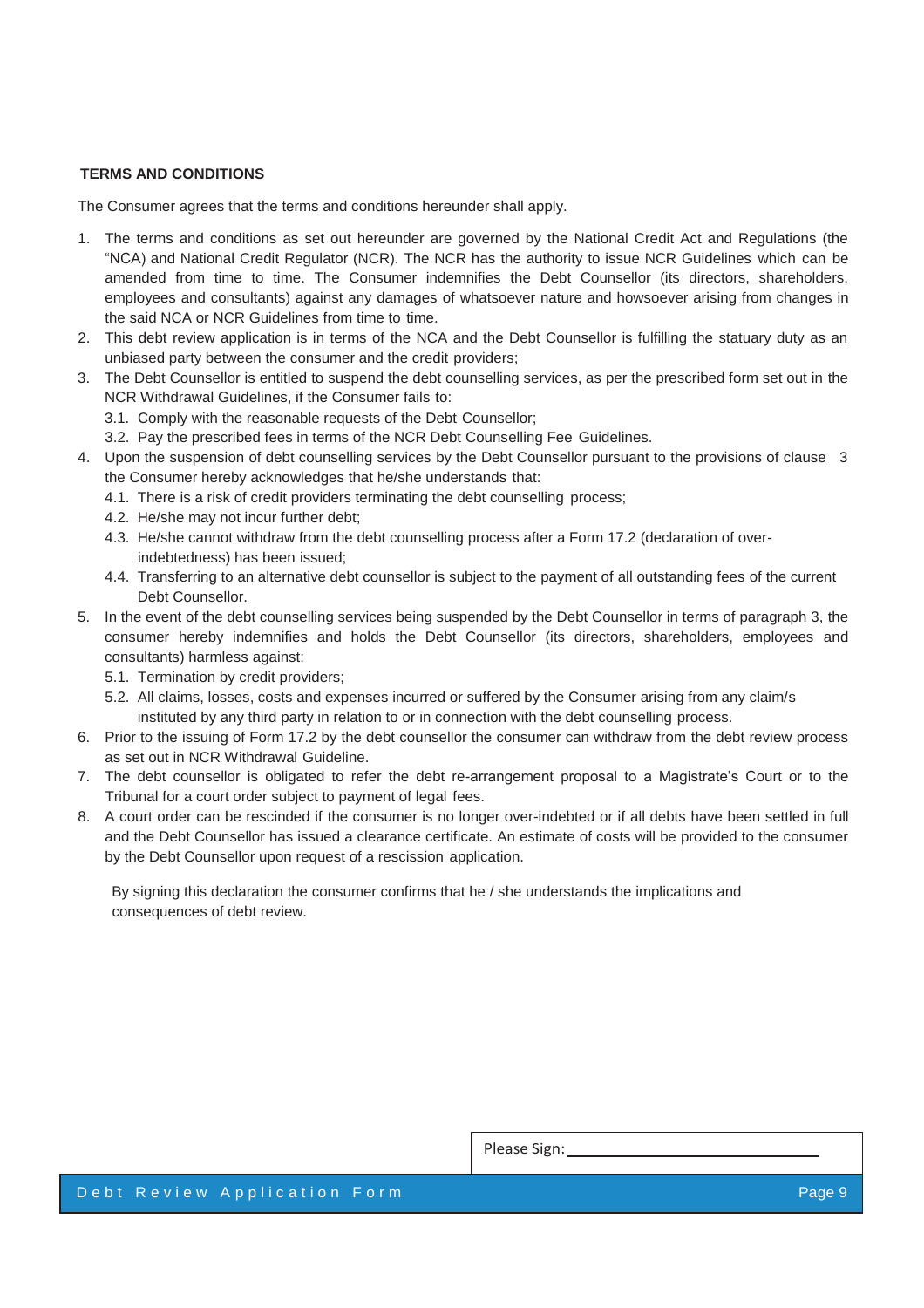**TERMS AND CONDITIONS**

The Consumer agrees that the terms and conditions hereunder shall apply.

1. The terms and conditions as set out hereunder are governed by the National Credit Act and Regulations (the "NCA) and National Credit Regulator (NCR). The NCR has the authority to issue NCR Guidelines which can be amended from time to time. The Consumer indemnifies the Debt Counsellor (its directors, shareholders, employees and consultants) against any damages of whatsoever nature and howsoever arising from changes in the said NCA or NCR Guidelines from time to time.
2. This debt review application is in terms of the NCA and the Debt Counsellor is fulfilling the statuary duty as an unbiased party between the consumer and the credit providers;
3. The Debt Counsellor is entitled to suspend the debt counselling services, as per the prescribed form set out in the NCR Withdrawal Guidelines, if the Consumer fails to:
   - 3.1. Comply with the reasonable requests of the Debt Counsellor;
   - 3.2. Pay the prescribed fees in terms of the NCR Debt Counselling Fee Guidelines.
4. Upon the suspension of debt counselling services by the Debt Counsellor pursuant to the provisions of clause 3 the Consumer hereby acknowledges that he/she understands that:
   - 4.1. There is a risk of credit providers terminating the debt counselling process;
   - 4.2. He/she may not incur further debt;
   - 4.3. He/she cannot withdraw from the debt counselling process after a Form 17.2 (declaration of over-indebtedness) has been issued;
   - 4.4. Transferring to an alternative debt counsellor is subject to the payment of all outstanding fees of the current Debt Counsellor.
5. In the event of the debt counselling services being suspended by the Debt Counsellor in terms of paragraph 3, the consumer hereby indemnifies and holds the Debt Counsellor (its directors, shareholders, employees and consultants) harmless against:
   - 5.1. Termination by credit providers;
   - 5.2. All claims, losses, costs and expenses incurred or suffered by the Consumer arising from any claim/s instituted by any third party in relation to or in connection with the debt counselling process.
6. Prior to the issuing of Form 17.2 by the debt counsellor the consumer can withdraw from the debt review process as set out in NCR Withdrawal Guideline.
7. The debt counsellor is obligated to refer the debt re-arrangement proposal to a Magistrate's Court or to the Tribunal for a court order subject to payment of legal fees.
8. A court order can be rescinded if the consumer is no longer over-indebted or if all debts have been settled in full and the Debt Counsellor has issued a clearance certificate. An estimate of costs will be provided to the consumer by the Debt Counsellor upon request of a rescission application.

By signing this declaration the consumer confirms that he / she understands the implications and consequences of debt review.

Please Sign: ______________________________